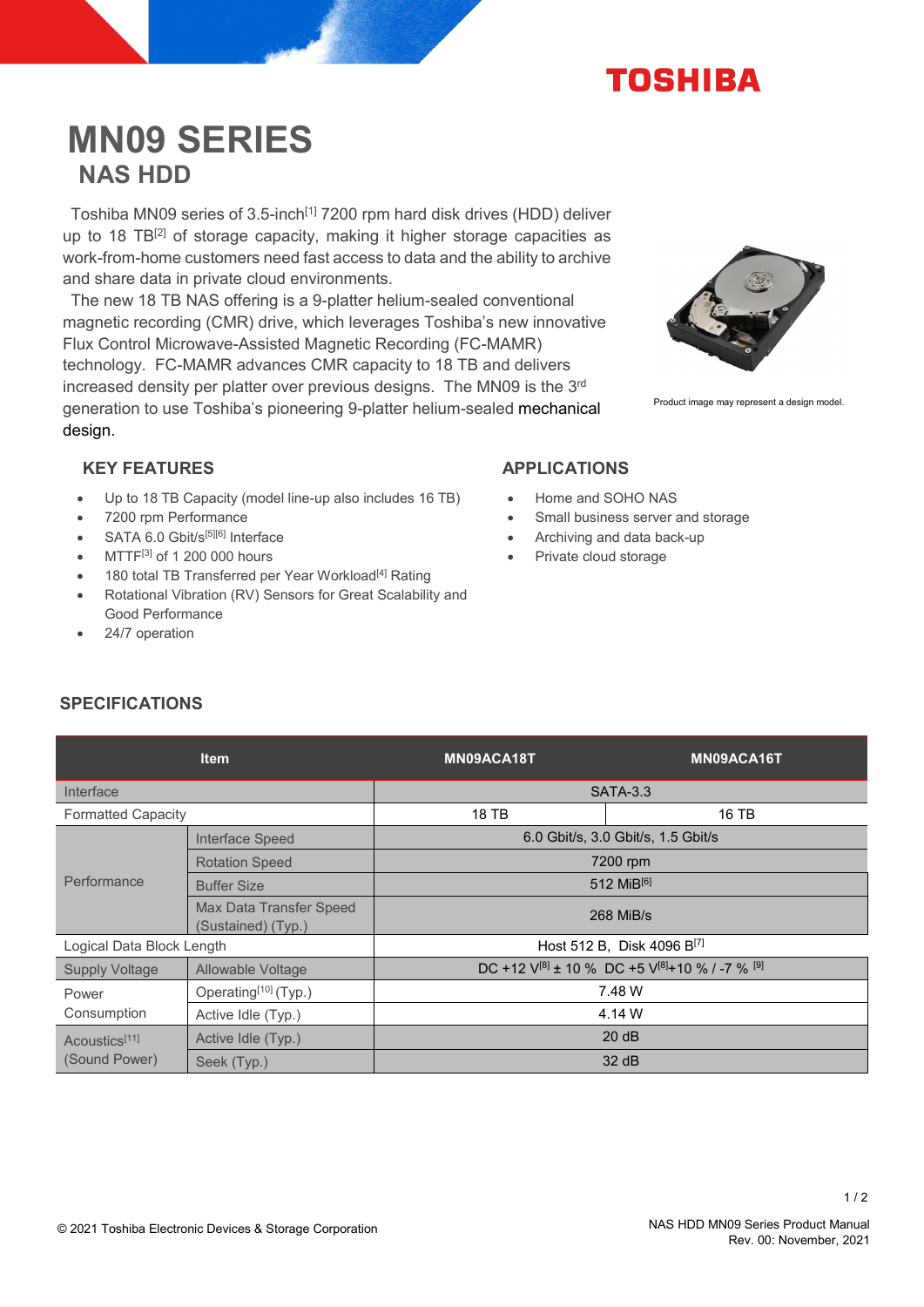# MN09 SERIES

## NAS HDD

Toshiba MN09 series of 3.5-inch[1] 7200 rpm hard disk drives (HDD) deliver up to 18 TB[2] of storage capacity, making it higher storage capacities as work-from-home customers need fast access to data and the ability to archive and share data in private cloud environments.

The new 18 TB NAS offering is a 9-platter helium-sealed conventional magnetic recording (CMR) drive, which leverages Toshiba's new innovative Flux Control Microwave-Assisted Magnetic Recording (FC-MAMR) technology. FC-MAMR advances CMR capacity to 18 TB and delivers increased density per platter over previous designs. The MN09 is the 3rd generation to use Toshiba's pioneering 9-platter helium-sealed mechanical design.

Product image may represent a design model.

### KEY FEATURES

- Up to 18 TB Capacity (model line-up also includes 16 TB)
- 7200 rpm Performance
- SATA 6.0 Gbit/s[5][6] Interface
- MTTF[3] of 1 200 000 hours
- 180 total TB Transferred per Year Workload[4] Rating
- Rotational Vibration (RV) Sensors for Great Scalability and Good Performance
- 24/7 operation

### APPLICATIONS

- Home and SOHO NAS
- Small business server and storage
- Archiving and data back-up
- Private cloud storage

### SPECIFICATIONS

| Item | | MN09ACA18T | MN09ACA16T |
|---|---|---|---|
| Interface | | SATA-3.3 | |
| Formatted Capacity | | 18 TB | 16 TB |
| Performance | Interface Speed | 6.0 Gbit/s, 3.0 Gbit/s, 1.5 Gbit/s | |
| | Rotation Speed | 7200 rpm | |
| | Buffer Size | 512 MiB[6] | |
| | Max Data Transfer Speed (Sustained) (Typ.) | 268 MiB/s | |
| Logical Data Block Length | | Host 512 B, Disk 4096 B[7] | |
| Supply Voltage | Allowable Voltage | DC +12 V[8] ± 10 % DC +5 V[8]+10 % / -7 % [9] | |
| Power Consumption | Operating[10] (Typ.) | 7.48 W | |
| | Active Idle (Typ.) | 4.14 W | |
| Acoustics[11] (Sound Power) | Active Idle (Typ.) | 20 dB | |
| | Seek (Typ.) | 32 dB | |

© 2021 Toshiba Electronic Devices & Storage Corporation

NAS HDD MN09 Series Product Manual
Rev. 00: November, 2021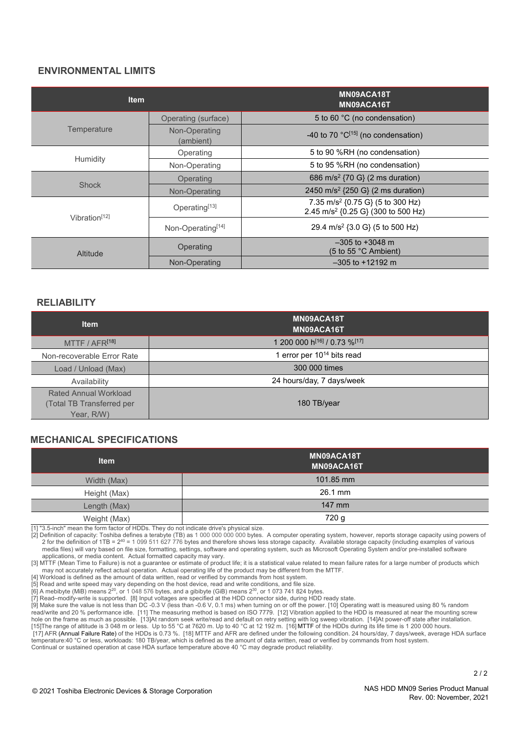## ENVIRONMENTAL LIMITS

| Item | | MN09ACA18T MN09ACA16T |
|---|---|---|
| Temperature | Operating (surface) | 5 to 60 °C (no condensation) |
| | Non-Operating (ambient) | -40 to 70 °C[15] (no condensation) |
| Humidity | Operating | 5 to 90 %RH (no condensation) |
| | Non-Operating | 5 to 95 %RH (no condensation) |
| Shock | Operating | 686 $m/s^2$ {70 G} (2 ms duration) |
| | Non-Operating | 2450 $m/s^2$ {250 G} (2 ms duration) |
| Vibration[12] | Operating[13] | 7.35 $m/s^2$ {0.75 G} (5 to 300 Hz) 2.45 $m/s^2$ {0.25 G} (300 to 500 Hz) |
| | Non-Operating[14] | 29.4 $m/s^2$ {3.0 G} (5 to 500 Hz) |
| Altitude | Operating | –305 to +3048 m (5 to 55 °C Ambient) |
| | Non-Operating | –305 to +12192 m |

## RELIABILITY

| Item | MN09ACA18T MN09ACA16T |
|---|---|
| MTTF / AFR[18] | 1 200 000 h[16] / 0.73 %[17] |
| Non-recoverable Error Rate | 1 error per $10^{14}$ bits read |
| Load / Unload (Max) | 300 000 times |
| Availability | 24 hours/day, 7 days/week |
| Rated Annual Workload (Total TB Transferred per Year, R/W) | 180 TB/year |

## MECHANICAL SPECIFICATIONS

| Item | MN09ACA18T MN09ACA16T |
|---|---|
| Width (Max) | 101.85 mm |
| Height (Max) | 26.1 mm |
| Length (Max) | 147 mm |
| Weight (Max) | 720 g |

[1] "3.5-inch" mean the form factor of HDDs. They do not indicate drive's physical size.
[2] Definition of capacity: Toshiba defines a terabyte (TB) as 1 000 000 000 000 bytes. A computer operating system, however, reports storage capacity using powers of 2 for the definition of 1TB = $2^{40}$ = 1 099 511 627 776 bytes and therefore shows less storage capacity. Available storage capacity (including examples of various media files) will vary based on file size, formatting, settings, software and operating system, such as Microsoft Operating System and/or pre-installed software applications, or media content. Actual formatted capacity may vary.
[3] MTTF (Mean Time to Failure) is not a guarantee or estimate of product life; it is a statistical value related to mean failure rates for a large number of products which may not accurately reflect actual operation. Actual operating life of the product may be different from the MTTF.
[4] Workload is defined as the amount of data written, read or verified by commands from host system.
[5] Read and write speed may vary depending on the host device, read and write conditions, and file size.
[6] A mebibyte (MiB) means $2^{20}$, or 1 048 576 bytes, and a gibibyte (GiB) means $2^{30}$, or 1 073 741 824 bytes.
[7] Read–modify-write is supported. [8] Input voltages are specified at the HDD connector side, during HDD ready state.
[9] Make sure the value is not less than DC -0.3 V (less than -0.6 V, 0.1 ms) when turning on or off the power. [10] Operating watt is measured using 80 % random read/write and 20 % performance idle. [11] The measuring method is based on ISO 7779. [12] Vibration applied to the HDD is measured at near the mounting screw hole on the frame as much as possible. [13]At random seek write/read and default on retry setting with log sweep vibration. [14]At power-off state after installation. [15]The range of altitude is 3 048 m or less. Up to 55 °C at 7620 m. Up to 40 °C at 12 192 m. [16] MTTF of the HDDs during its life time is 1 200 000 hours.
[17] AFR (Annual Failure Rate) of the HDDs is 0.73 %. [18] MTTF and AFR are defined under the following condition. 24 hours/day, 7 days/week, average HDA surface temperature:40 °C or less, workloads: 180 TB/year, which is defined as the amount of data written, read or verified by commands from host system.
Continual or sustained operation at case HDA surface temperature above 40 °C may degrade product reliability.